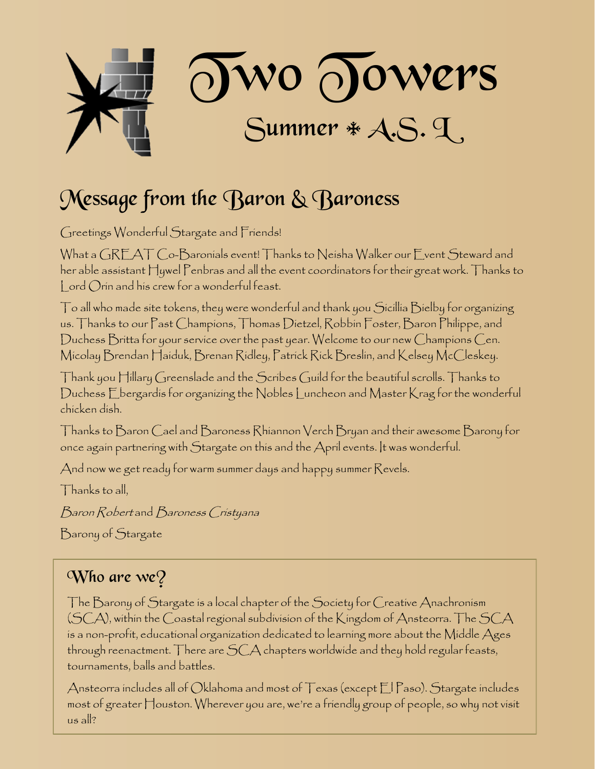# Two Towers

## Summer ✱ A.S. L

## Message from the Baron & Baroness

Greetings Wonderful Stargate and Friends!

What a GREAT Co-Baronials event! Thanks to Neisha Walker our Event Steward and her able assistant Hywel Penbras and all the event coordinators for their great work. Thanks to Lord Orin and his crew for a wonderful feast.

To all who made site tokens, they were wonderful and thank you Sicillia Bielby for organizing us. Thanks to our Past Champions, Thomas Dietzel, Robbin Foster, Baron Philippe, and Duchess Britta for your service over the past year. Welcome to our new Champions Cen. Micolay Brendan Haiduk, Brenan Ridley, Patrick Rick Breslin, and Kelsey McCleskey.

Thank you Hillary Greenslade and the Scribes Guild for the beautiful scrolls. Thanks to Duchess Ebergardis for organizing the Nobles Luncheon and Master Krag for the wonderful chicken dish.

Thanks to Baron Cael and Baroness Rhiannon Verch Bryan and their awesome Barony for once again partnering with Stargate on this and the April events. It was wonderful.

And now we get ready for warm summer days and happy summer Revels.

Thanks to all,

*Baron Robert* and *Baroness Cristyana*

Barony of Stargate

### Who are we?

The Barony of Stargate is a local chapter of the Society for Creative Anachronism (SCA), within the Coastal regional subdivision of the Kingdom of Ansteorra. The SCA is a non-profit, educational organization dedicated to learning more about the Middle Ages through reenactment. There are SCA chapters worldwide and they hold regular feasts, tournaments, balls and battles.

Ansteorra includes all of Oklahoma and most of Texas (except El Paso). Stargate includes most of greater Houston. Wherever you are, we're a friendly group of people, so why not visit us all?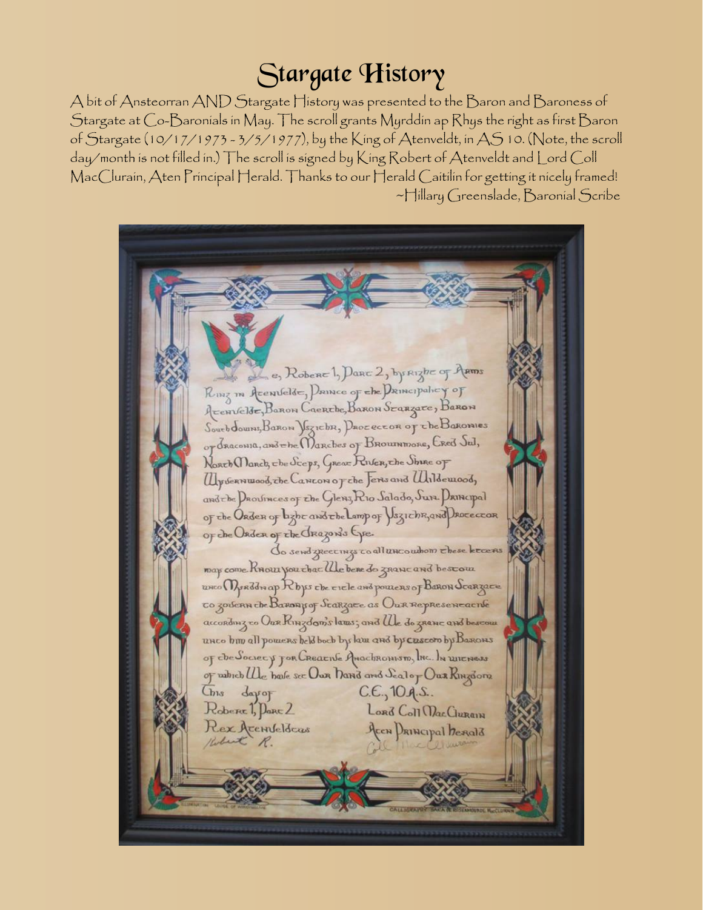# Stargate History

A bit of Ansteorran AND Stargate History was presented to the Baron and Baroness of Stargate at Co-Baronials in May. The scroll grants Myrddin ap Rhys the right as first Baron of Stargate (10/17/1973 - 3/5/1977), by the King of Atenveldt, in AS 10. (Note, the scroll day/month is not filled in.) The scroll is signed by King Robert of Atenveldt and Lord Coll MacClurain, Aten Principal Herald. Thanks to our Herald Caitilin for getting it nicely framed!

~Hillary Greenslade, Baronial Scribe

We, Robert I, Part 2, by right of Arms King in Atenveldt, Prince of the Principality of Atenveldt, Baron Caerthe, Baron Stargate, Baron Southdowns, Baron Ysgithr, Protector of the Baronies of Draconia, and the Marches of Brownmore, Ered Sul, North March, the Steps, Great River, the Shire of Wyvernwood, the Canton of the Fens and Wildewood, and the Provinces of the Glens, Rio Salado, Sun. Principal of the Order of Light and the Lamp of Ysgithr, and Protector of the Order of the Dragon's Eye.

Do send greetings to all unto whom these letters may come. Know you that We here do grant and bestow unto Myrddin ap Rhys the title and powers of Baron Stargate to govern the Barony of Stargate as Our Representative according to Our Kingdom's laws; and We do grant and bestow unto him all powers held both by law and by custom by Barons of the Society for Creative Anachronism, Inc.. In witness of which We have set Our Hand and Seal of Our Kingdom

This day of C.E., 10 A.S..

Robert I, Part 2 Rex Atenveldtus — Robert R.

Lord Coll MacClurain Aten Principal Herald — Coll MacClurain

Illumination: Louise of Winchelsea — Calligraphy: Sara & Rosamonde MacClurain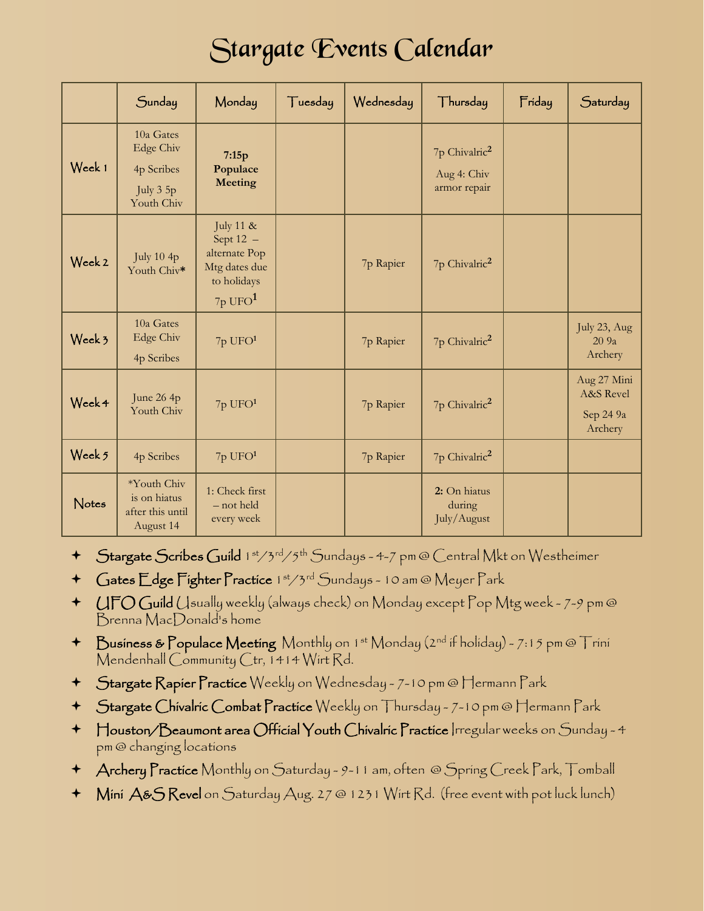# Stargate Events Calendar

| | Sunday | Monday | Tuesday | Wednesday | Thursday | Friday | Saturday |
|---|---|---|---|---|---|---|---|
| Week 1 | 10a Gates Edge Chiv<br>4p Scribes<br>July 3 5p Youth Chiv | **7:15p Populace Meeting** | | | 7p Chivalric[2]<br>Aug 4: Chiv armor repair | | |
| Week 2 | July 10 4p Youth Chiv* | July 11 & Sept 12 – alternate Pop Mtg dates due to holidays<br>7p UFO[1] | | 7p Rapier | 7p Chivalric[2] | | |
| Week 3 | 10a Gates Edge Chiv<br>4p Scribes | 7p UFO[1] | | 7p Rapier | 7p Chivalric[2] | | July 23, Aug 20 9a Archery |
| Week 4 | June 26 4p Youth Chiv | 7p UFO[1] | | 7p Rapier | 7p Chivalric[2] | | Aug 27 Mini A&S Revel<br>Sep 24 9a Archery |
| Week 5 | 4p Scribes | 7p UFO[1] | | 7p Rapier | 7p Chivalric[2] | | |
| Notes | *Youth Chiv is on hiatus after this until August 14 | 1: Check first – not held every week | | | **2:** On hiatus during July/August | | |

- **Stargate Scribes Guild** 1st/3rd/5th Sundays - 4-7 pm @ Central Mkt on Westheimer
- **Gates Edge Fighter Practice** 1st/3rd Sundays - 10 am @ Meyer Park
- **UFO Guild** Usually weekly (always check) on Monday except Pop Mtg week - 7-9 pm @ Brenna MacDonald's home
- **Business & Populace Meeting** Monthly on 1st Monday (2nd if holiday) - 7:15 pm @ Trini Mendenhall Community Ctr, 1414 Wirt Rd.
- **Stargate Rapier Practice** Weekly on Wednesday - 7-10 pm @ Hermann Park
- **Stargate Chivalric Combat Practice** Weekly on Thursday - 7-10 pm @ Hermann Park
- **Houston/Beaumont area Official Youth Chivalric Practice** Irregular weeks on Sunday - 4 pm @ changing locations
- **Archery Practice** Monthly on Saturday - 9-11 am, often @ Spring Creek Park, Tomball
- **Mini A&S Revel** on Saturday Aug. 27 @ 1231 Wirt Rd. (free event with pot luck lunch)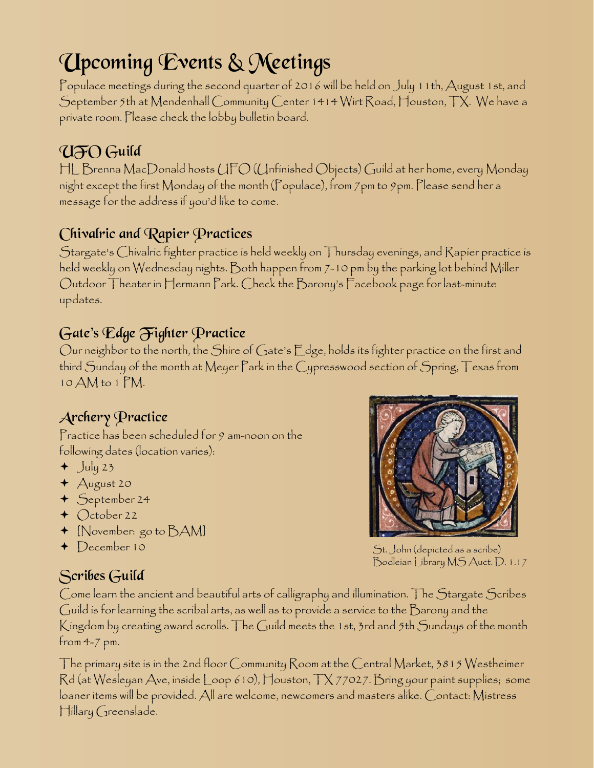# Upcoming Events & Meetings

Populace meetings during the second quarter of 2016 will be held on July 11th, August 1st, and September 5th at Mendenhall Community Center 1414 Wirt Road, Houston, TX. We have a private room. Please check the lobby bulletin board.

## UFO Guild

HL Brenna MacDonald hosts UFO (Unfinished Objects) Guild at her home, every Monday night except the first Monday of the month (Populace), from 7pm to 9pm. Please send her a message for the address if you'd like to come.

## Chivalric and Rapier Practices

Stargate's Chivalric fighter practice is held weekly on Thursday evenings, and Rapier practice is held weekly on Wednesday nights. Both happen from 7-10 pm by the parking lot behind Miller Outdoor Theater in Hermann Park. Check the Barony's Facebook page for last-minute updates.

## Gate's Edge Fighter Practice

Our neighbor to the north, the Shire of Gate's Edge, holds its fighter practice on the first and third Sunday of the month at Meyer Park in the Cypresswood section of Spring, Texas from 10 AM to 1 PM.

## Archery Practice

Practice has been scheduled for 9 am-noon on the following dates (location varies):

- July 23
- August 20
- September 24
- October 22
- [November: go to BAM]
- December 10

St. John (depicted as a scribe)
Bodleian Library MS Auct. D. 1.17

## Scribes Guild

Come learn the ancient and beautiful arts of calligraphy and illumination. The Stargate Scribes Guild is for learning the scribal arts, as well as to provide a service to the Barony and the Kingdom by creating award scrolls. The Guild meets the 1st, 3rd and 5th Sundays of the month from 4-7 pm.

The primary site is in the 2nd floor Community Room at the Central Market, 3815 Westheimer Rd (at Wesleyan Ave, inside Loop 610), Houston, TX 77027. Bring your paint supplies; some loaner items will be provided. All are welcome, newcomers and masters alike. Contact: Mistress Hillary Greenslade.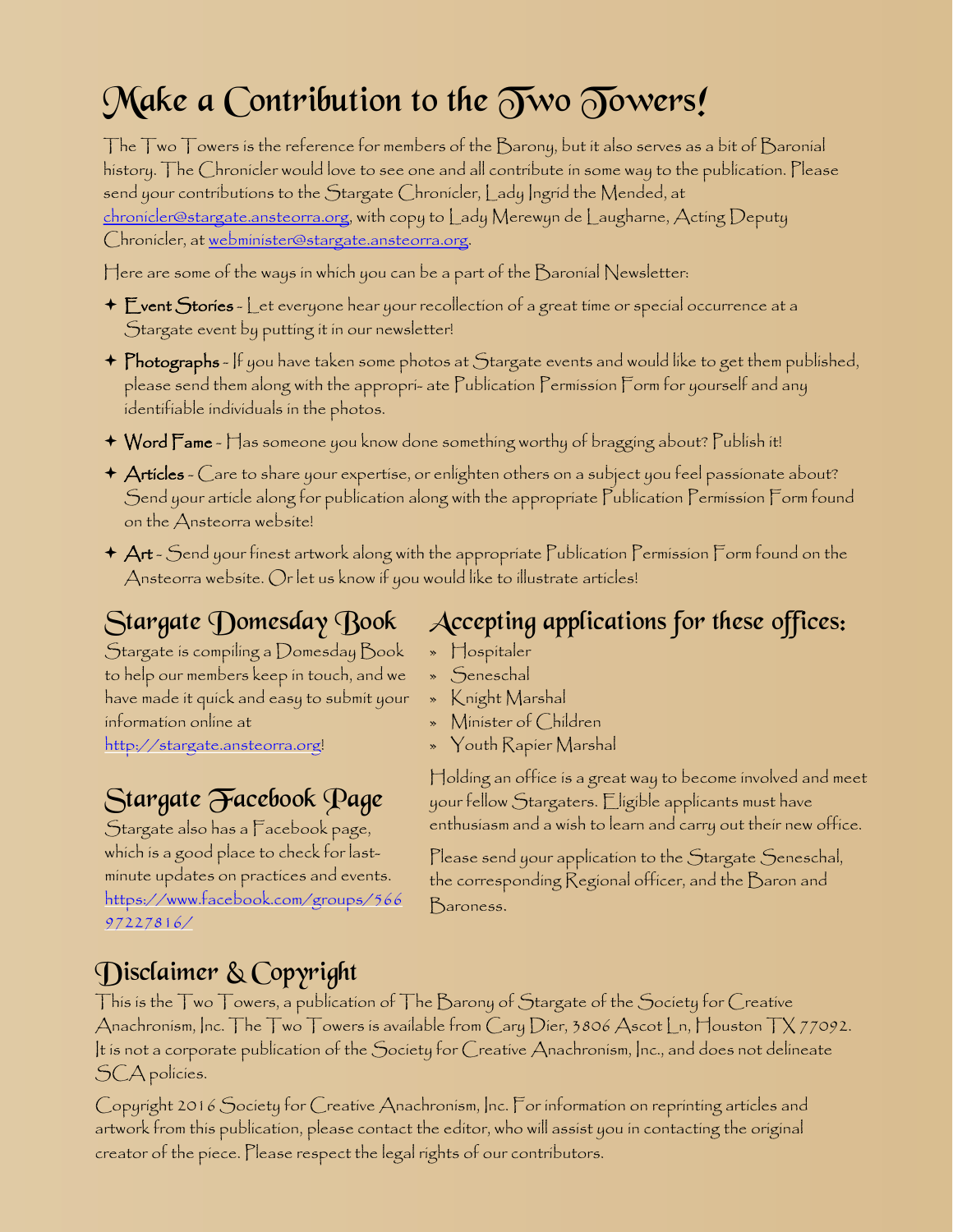# Make a Contribution to the Two Towers!

The Two Towers is the reference for members of the Barony, but it also serves as a bit of Baronial history. The Chronicler would love to see one and all contribute in some way to the publication. Please send your contributions to the Stargate Chronicler, Lady Ingrid the Mended, at chronicler@stargate.ansteorra.org, with copy to Lady Merewyn de Laugharne, Acting Deputy Chronicler, at webminister@stargate.ansteorra.org.

Here are some of the ways in which you can be a part of the Baronial Newsletter:

- **Event Stories** - Let everyone hear your recollection of a great time or special occurrence at a Stargate event by putting it in our newsletter!
- **Photographs** - If you have taken some photos at Stargate events and would like to get them published, please send them along with the appropri- ate Publication Permission Form for yourself and any identifiable individuals in the photos.
- **Word Fame** - Has someone you know done something worthy of bragging about? Publish it!
- **Articles** - Care to share your expertise, or enlighten others on a subject you feel passionate about? Send your article along for publication along with the appropriate Publication Permission Form found on the Ansteorra website!
- **Art** - Send your finest artwork along with the appropriate Publication Permission Form found on the Ansteorra website. Or let us know if you would like to illustrate articles!

## Stargate Domesday Book

Stargate is compiling a Domesday Book to help our members keep in touch, and we have made it quick and easy to submit your information online at http://stargate.ansteorra.org!

## Stargate Facebook Page

Stargate also has a Facebook page, which is a good place to check for last-minute updates on practices and events. https://www.facebook.com/groups/56697227816/

## Accepting applications for these offices:

- Hospitaler
- Seneschal
- Knight Marshal
- Minister of Children
- Youth Rapier Marshal

Holding an office is a great way to become involved and meet your fellow Stargaters. Eligible applicants must have enthusiasm and a wish to learn and carry out their new office.

Please send your application to the Stargate Seneschal, the corresponding Regional officer, and the Baron and Baroness.

## Disclaimer & Copyright

This is the Two Towers, a publication of The Barony of Stargate of the Society for Creative Anachronism, Inc. The Two Towers is available from Cary Dier, 3806 Ascot Ln, Houston TX 77092. It is not a corporate publication of the Society for Creative Anachronism, Inc., and does not delineate SCA policies.

Copyright 2016 Society for Creative Anachronism, Inc. For information on reprinting articles and artwork from this publication, please contact the editor, who will assist you in contacting the original creator of the piece. Please respect the legal rights of our contributors.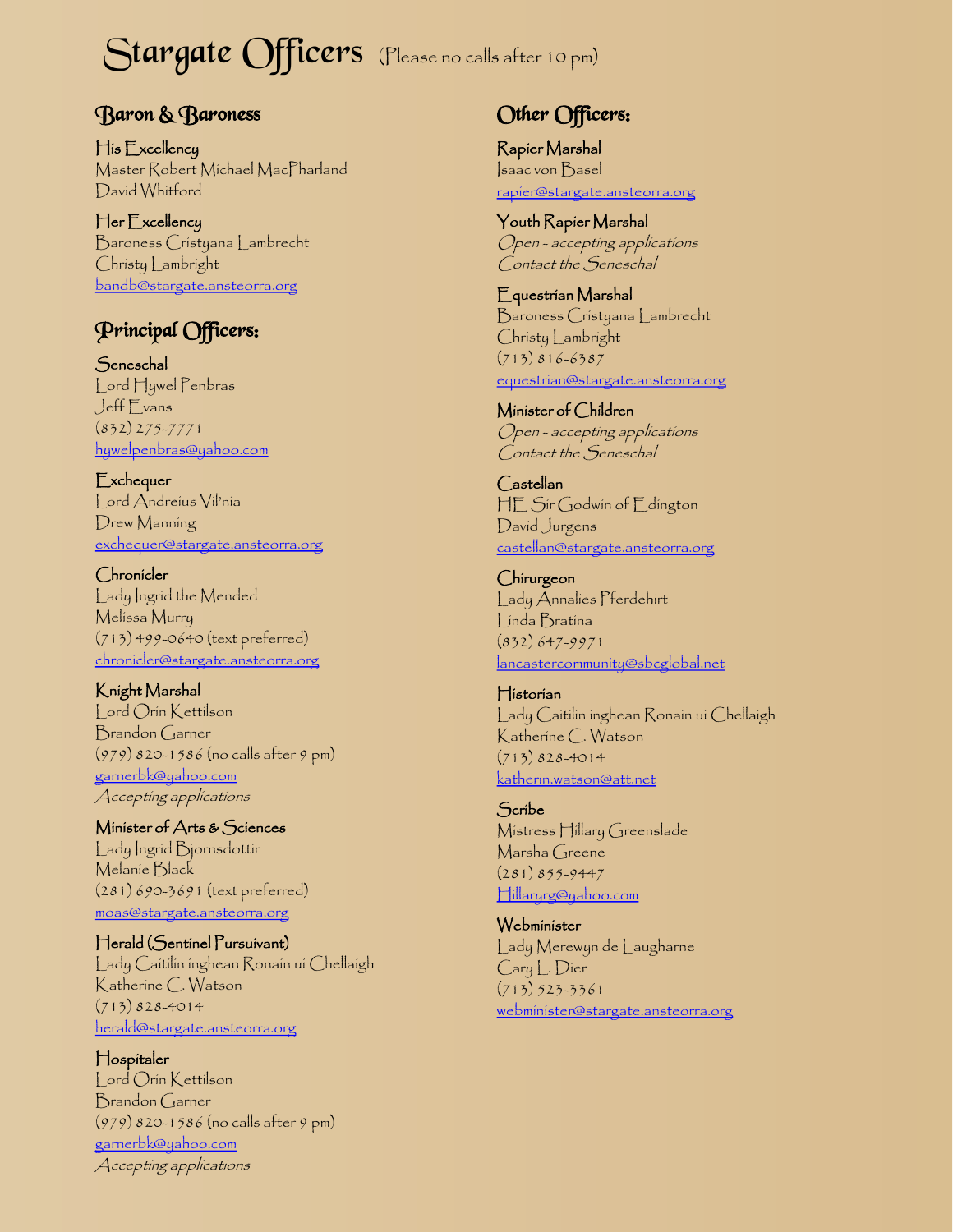# Stargate Officers (Please no calls after 10 pm)

## Baron & Baroness

**His Excellency**
Master Robert Michael MacPharland
David Whitford

**Her Excellency**
Baroness Cristyana Lambrecht
Christy Lambright
bandb@stargate.ansteorra.org

## Principal Officers:

**Seneschal**
Lord Hywel Penbras
Jeff Evans
(832) 275-7771
hywelpenbras@yahoo.com

**Exchequer**
Lord Andreius Vil'nia
Drew Manning
exchequer@stargate.ansteorra.org

**Chronicler**
Lady Ingrid the Mended
Melissa Murry
(713) 499-0640 (text preferred)
chronicler@stargate.ansteorra.org

**Knight Marshal**
Lord Orin Kettilson
Brandon Garner
(979) 820-1586 (no calls after 9 pm)
garnerbk@yahoo.com
*Accepting applications*

**Minister of Arts & Sciences**
Lady Ingrid Bjornsdottir
Melanie Black
(281) 690-3691 (text preferred)
moas@stargate.ansteorra.org

**Herald (Sentinel Pursuivant)**
Lady Caitilin inghean Ronain ui Chellaigh
Katherine C. Watson
(713) 828-4014
herald@stargate.ansteorra.org

**Hospitaler**
Lord Orin Kettilson
Brandon Garner
(979) 820-1586 (no calls after 9 pm)
garnerbk@yahoo.com
*Accepting applications*

## Other Officers:

**Rapier Marshal**
Isaac von Basel
rapier@stargate.ansteorra.org

**Youth Rapier Marshal**
*Open - accepting applications*
*Contact the Seneschal*

**Equestrian Marshal**
Baroness Cristyana Lambrecht
Christy Lambright
(713) 816-6387
equestrian@stargate.ansteorra.org

**Minister of Children**
*Open - accepting applications*
*Contact the Seneschal*

**Castellan**
HE Sir Godwin of Edington
David Jurgens
castellan@stargate.ansteorra.org

**Chirurgeon**
Lady Annalies Pferdehirt
Linda Bratina
(832) 647-9971
lancastercommunity@sbcglobal.net

**Historian**
Lady Caitilin inghean Ronain ui Chellaigh
Katherine C. Watson
(713) 828-4014
katherin.watson@att.net

**Scribe**
Mistress Hillary Greenslade
Marsha Greene
(281) 855-9447
Hillaryrg@yahoo.com

**Webminister**
Lady Merewyn de Laugharne
Cary L. Dier
(713) 523-3361
webminister@stargate.ansteorra.org